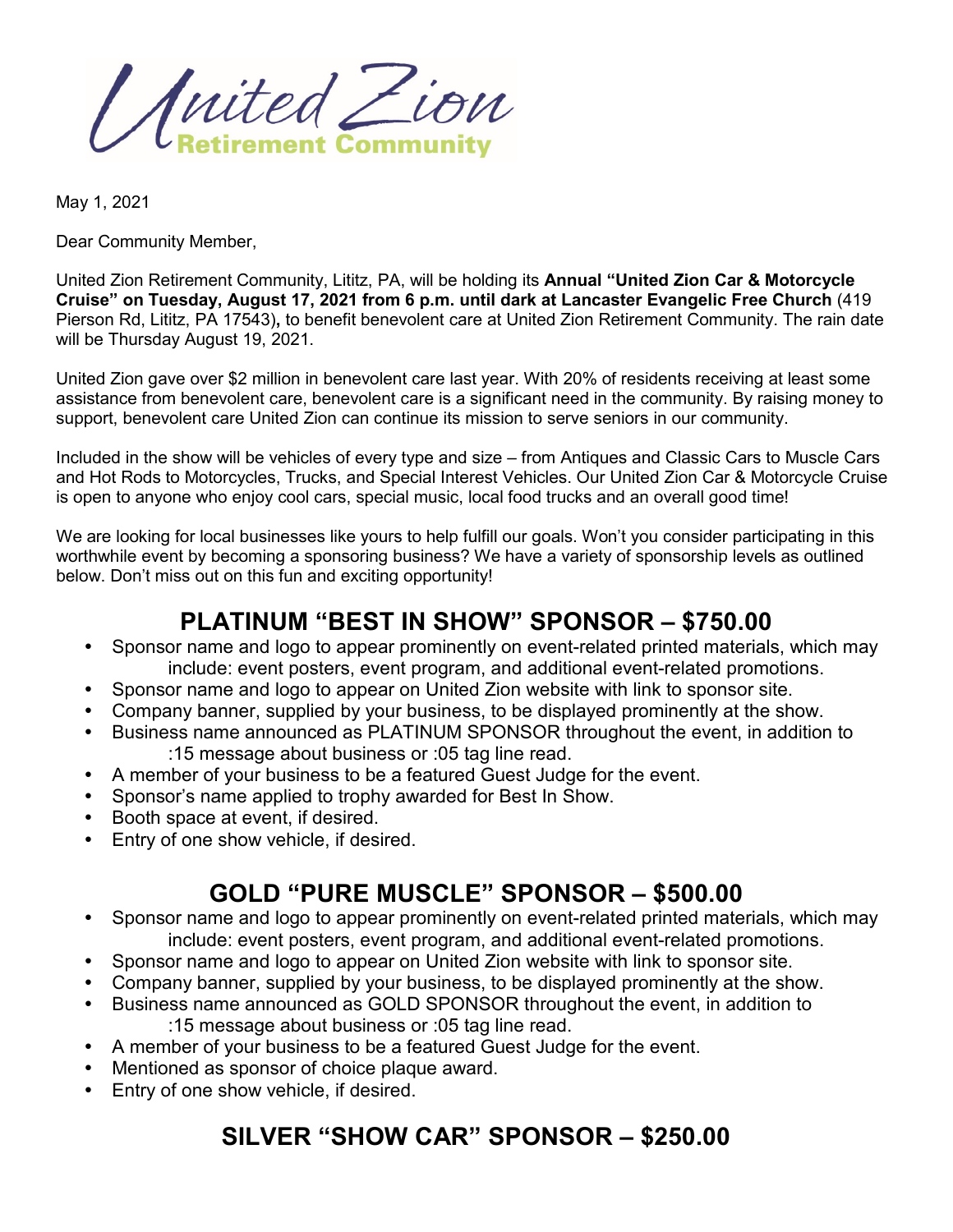United Zion
Retirement Community

May 1, 2021

Dear Community Member,

United Zion Retirement Community, Lititz, PA, will be holding its **Annual "United Zion Car & Motorcycle Cruise" on Tuesday, August 17, 2021 from 6 p.m. until dark at Lancaster Evangelic Free Church** (419 Pierson Rd, Lititz, PA 17543)**,** to benefit benevolent care at United Zion Retirement Community. The rain date will be Thursday August 19, 2021.

United Zion gave over $2 million in benevolent care last year. With 20% of residents receiving at least some assistance from benevolent care, benevolent care is a significant need in the community. By raising money to support, benevolent care United Zion can continue its mission to serve seniors in our community.

Included in the show will be vehicles of every type and size – from Antiques and Classic Cars to Muscle Cars and Hot Rods to Motorcycles, Trucks, and Special Interest Vehicles. Our United Zion Car & Motorcycle Cruise is open to anyone who enjoy cool cars, special music, local food trucks and an overall good time!

We are looking for local businesses like yours to help fulfill our goals. Won't you consider participating in this worthwhile event by becoming a sponsoring business? We have a variety of sponsorship levels as outlined below. Don't miss out on this fun and exciting opportunity!

## PLATINUM "BEST IN SHOW" SPONSOR – $750.00

- Sponsor name and logo to appear prominently on event-related printed materials, which may include: event posters, event program, and additional event-related promotions.
- Sponsor name and logo to appear on United Zion website with link to sponsor site.
- Company banner, supplied by your business, to be displayed prominently at the show.
- Business name announced as PLATINUM SPONSOR throughout the event, in addition to :15 message about business or :05 tag line read.
- A member of your business to be a featured Guest Judge for the event.
- Sponsor's name applied to trophy awarded for Best In Show.
- Booth space at event, if desired.
- Entry of one show vehicle, if desired.

## GOLD "PURE MUSCLE" SPONSOR – $500.00

- Sponsor name and logo to appear prominently on event-related printed materials, which may include: event posters, event program, and additional event-related promotions.
- Sponsor name and logo to appear on United Zion website with link to sponsor site.
- Company banner, supplied by your business, to be displayed prominently at the show.
- Business name announced as GOLD SPONSOR throughout the event, in addition to :15 message about business or :05 tag line read.
- A member of your business to be a featured Guest Judge for the event.
- Mentioned as sponsor of choice plaque award.
- Entry of one show vehicle, if desired.

## SILVER "SHOW CAR" SPONSOR – $250.00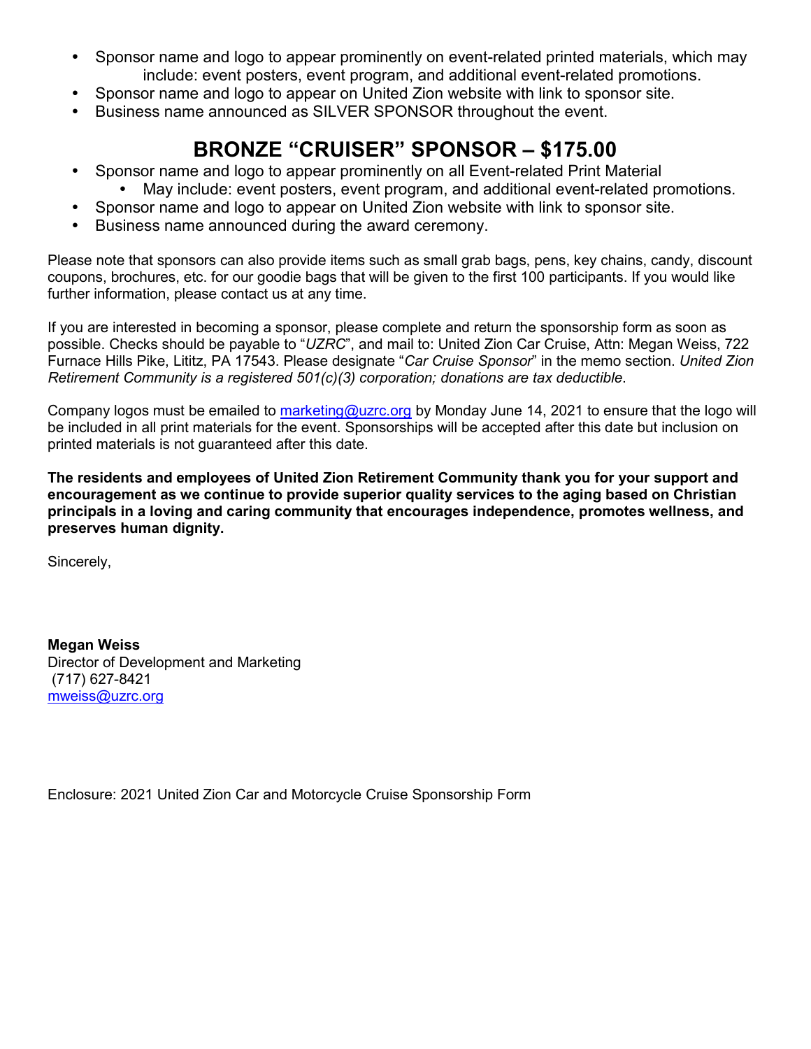- Sponsor name and logo to appear prominently on event-related printed materials, which may include: event posters, event program, and additional event-related promotions.
- Sponsor name and logo to appear on United Zion website with link to sponsor site.
- Business name announced as SILVER SPONSOR throughout the event.

## BRONZE "CRUISER" SPONSOR – $175.00

- Sponsor name and logo to appear prominently on all Event-related Print Material
  - May include: event posters, event program, and additional event-related promotions.
- Sponsor name and logo to appear on United Zion website with link to sponsor site.
- Business name announced during the award ceremony.

Please note that sponsors can also provide items such as small grab bags, pens, key chains, candy, discount coupons, brochures, etc. for our goodie bags that will be given to the first 100 participants. If you would like further information, please contact us at any time.

If you are interested in becoming a sponsor, please complete and return the sponsorship form as soon as possible. Checks should be payable to "*UZRC*", and mail to: United Zion Car Cruise, Attn: Megan Weiss, 722 Furnace Hills Pike, Lititz, PA 17543. Please designate "*Car Cruise Sponsor*" in the memo section. *United Zion Retirement Community is a registered 501(c)(3) corporation; donations are tax deductible*.

Company logos must be emailed to marketing@uzrc.org by Monday June 14, 2021 to ensure that the logo will be included in all print materials for the event. Sponsorships will be accepted after this date but inclusion on printed materials is not guaranteed after this date.

**The residents and employees of United Zion Retirement Community thank you for your support and encouragement as we continue to provide superior quality services to the aging based on Christian principals in a loving and caring community that encourages independence, promotes wellness, and preserves human dignity.**

Sincerely,

**Megan Weiss**
Director of Development and Marketing
(717) 627-8421
mweiss@uzrc.org

Enclosure: 2021 United Zion Car and Motorcycle Cruise Sponsorship Form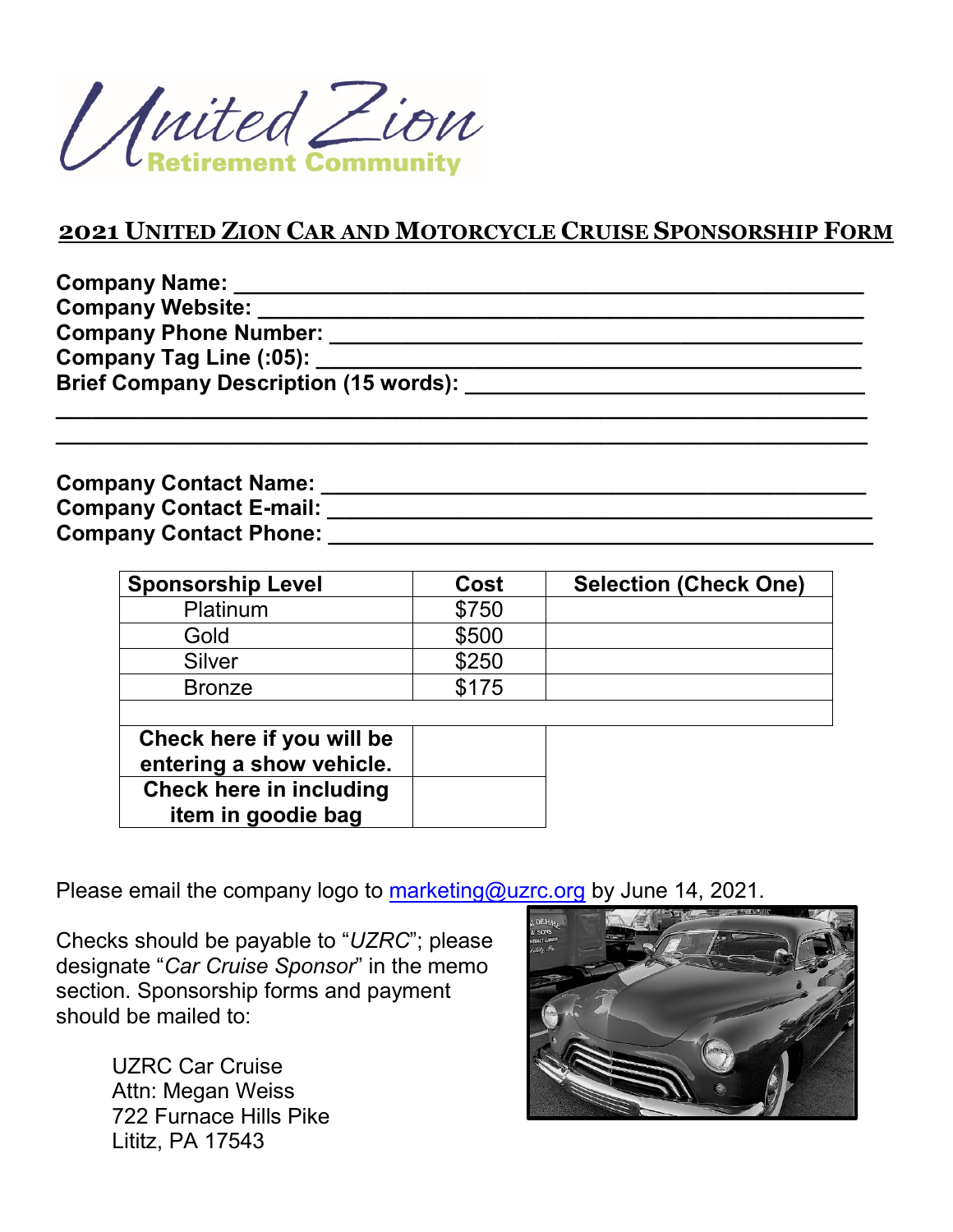United Zion
Retirement Community

## 2021 UNITED ZION CAR AND MOTORCYCLE CRUISE SPONSORSHIP FORM

**Company Name:** ____________________________________________
**Company Website:** __________________________________________
**Company Phone Number:** _____________________________________
**Company Tag Line (:05):** ______________________________________
**Brief Company Description (15 words):** ___________________________
______________________________________________________________
______________________________________________________________

**Company Contact Name:** ______________________________________
**Company Contact E-mail:** ______________________________________
**Company Contact Phone:** ______________________________________

| Sponsorship Level | Cost | Selection (Check One) |
|---|---|---|
| Platinum | $750 | |
| Gold | $500 | |
| Silver | $250 | |
| Bronze | $175 | |
| | | |
| **Check here if you will be entering a show vehicle.** | | |
| **Check here in including item in goodie bag** | | |

Please email the company logo to marketing@uzrc.org by June 14, 2021.

Checks should be payable to "*UZRC*"; please designate "*Car Cruise Sponsor*" in the memo section. Sponsorship forms and payment should be mailed to:

UZRC Car Cruise
Attn: Megan Weiss
722 Furnace Hills Pike
Lititz, PA 17543